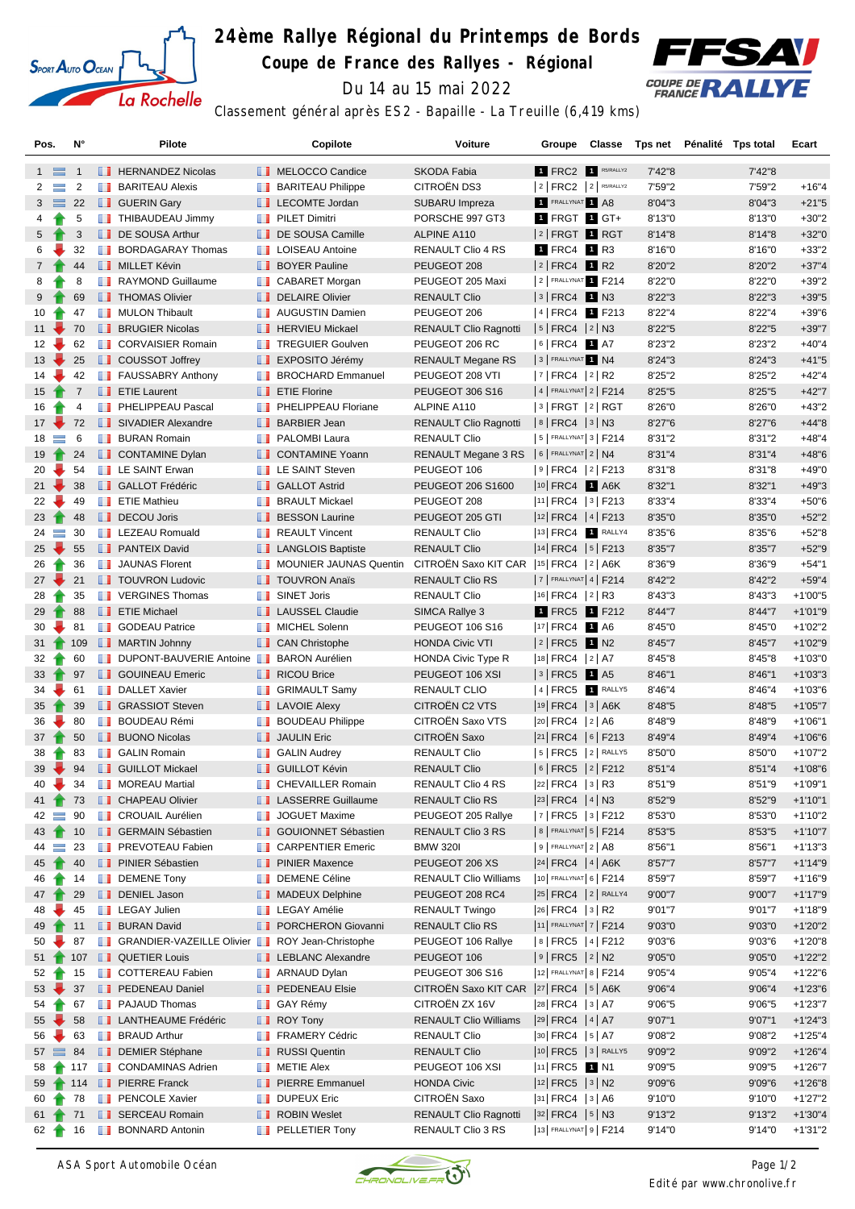# 24ème Rallye Régional du Printemps de Bords

## Coupe de France des Rallyes - Régional

Du 14 au 15 mai 2022

Classement général après ES2 - Bapaille - La Treuille (6,419 kms)

| Pos. | N° | Pilote | Copilote | Voiture | Groupe | Classe | Tps net | Pénalité | Tps total | Ecart |
|---|---|---|---|---|---|---|---|---|---|---|
| 1 | 1 | HERNANDEZ Nicolas | MELOCCO Candice | SKODA Fabia | 1 FRC2 | 1 R5/RALLY2 | 7'42"8 | | 7'42"8 | |
| 2 | 2 | BARITEAU Alexis | BARITEAU Philippe | CITROËN DS3 | 2 FRC2 | 2 R5/RALLY2 | 7'59"2 | | 7'59"2 | +16"4 |
| 3 | 22 | GUERIN Gary | LECOMTE Jordan | SUBARU Impreza | 1 FRALLYNAT | 1 A8 | 8'04"3 | | 8'04"3 | +21"5 |
| 4 | 5 | THIBAUDEAU Jimmy | PILET Dimitri | PORSCHE 997 GT3 | 1 FRGT | 1 GT+ | 8'13"0 | | 8'13"0 | +30"2 |
| 5 | 3 | DE SOUSA Arthur | DE SOUSA Camille | ALPINE A110 | 2 FRGT | 1 RGT | 8'14"8 | | 8'14"8 | +32"0 |
| 6 | 32 | BORDAGARAY Thomas | LOISEAU Antoine | RENAULT Clio 4 RS | 1 FRC4 | 1 R3 | 8'16"0 | | 8'16"0 | +33"2 |
| 7 | 44 | MILLET Kévin | BOYER Pauline | PEUGEOT 208 | 2 FRC4 | 1 R2 | 8'20"2 | | 8'20"2 | +37"4 |
| 8 | 8 | RAYMOND Guillaume | CABARET Morgan | PEUGEOT 205 Maxi | 2 FRALLYNAT | 1 F214 | 8'22"0 | | 8'22"0 | +39"2 |
| 9 | 69 | THOMAS Olivier | DELAIRE Olivier | RENAULT Clio | 3 FRC4 | 1 N3 | 8'22"3 | | 8'22"3 | +39"5 |
| 10 | 47 | MULON Thibault | AUGUSTIN Damien | PEUGEOT 206 | 4 FRC4 | 1 F213 | 8'22"4 | | 8'22"4 | +39"6 |
| 11 | 70 | BRUGIER Nicolas | HERVIEU Mickael | RENAULT Clio Ragnotti | 5 FRC4 | 2 N3 | 8'22"5 | | 8'22"5 | +39"7 |
| 12 | 62 | CORVAISIER Romain | TREGUIER Goulven | PEUGEOT 206 RC | 6 FRC4 | 1 A7 | 8'23"2 | | 8'23"2 | +40"4 |
| 13 | 25 | COUSSOT Joffrey | EXPOSITO Jérémy | RENAULT Megane RS | 3 FRALLYNAT | 1 N4 | 8'24"3 | | 8'24"3 | +41"5 |
| 14 | 42 | FAUSSABRY Anthony | BROCHARD Emmanuel | PEUGEOT 208 VTI | 7 FRC4 | 2 R2 | 8'25"2 | | 8'25"2 | +42"4 |
| 15 | 7 | ETIE Laurent | ETIE Florine | PEUGEOT 306 S16 | 4 FRALLYNAT | 2 F214 | 8'25"5 | | 8'25"5 | +42"7 |
| 16 | 4 | PHELIPPEAU Pascal | PHELIPPEAU Floriane | ALPINE A110 | 3 FRGT | 2 RGT | 8'26"0 | | 8'26"0 | +43"2 |
| 17 | 72 | SIVADIER Alexandre | BARBIER Jean | RENAULT Clio Ragnotti | 8 FRC4 | 3 N3 | 8'27"6 | | 8'27"6 | +44"8 |
| 18 | 6 | BURAN Romain | PALOMBI Laura | RENAULT Clio | 5 FRALLYNAT | 3 F214 | 8'31"2 | | 8'31"2 | +48"4 |
| 19 | 24 | CONTAMINE Dylan | CONTAMINE Yoann | RENAULT Megane 3 RS | 6 FRALLYNAT | 2 N4 | 8'31"4 | | 8'31"4 | +48"6 |
| 20 | 54 | LE SAINT Erwan | LE SAINT Steven | PEUGEOT 106 | 9 FRC4 | 2 F213 | 8'31"8 | | 8'31"8 | +49"0 |
| 21 | 38 | GALLOT Frédéric | GALLOT Astrid | PEUGEOT 206 S1600 | 10 FRC4 | 1 A6K | 8'32"1 | | 8'32"1 | +49"3 |
| 22 | 49 | ETIE Mathieu | BRAULT Mickael | PEUGEOT 208 | 11 FRC4 | 3 F213 | 8'33"4 | | 8'33"4 | +50"6 |
| 23 | 48 | DECOU Joris | BESSON Laurine | PEUGEOT 205 GTI | 12 FRC4 | 4 F213 | 8'35"0 | | 8'35"0 | +52"2 |
| 24 | 30 | LEZEAU Romuald | REAULT Vincent | RENAULT Clio | 13 FRC4 | 1 RALLY4 | 8'35"6 | | 8'35"6 | +52"8 |
| 25 | 55 | PANTEIX David | LANGLOIS Baptiste | RENAULT Clio | 14 FRC4 | 5 F213 | 8'35"7 | | 8'35"7 | +52"9 |
| 26 | 36 | JAUNAS Florent | MOUNIER JAUNAS Quentin | CITROËN Saxo KIT CAR | 15 FRC4 | 2 A6K | 8'36"9 | | 8'36"9 | +54"1 |
| 27 | 21 | TOUVRON Ludovic | TOUVRON Anaïs | RENAULT Clio RS | 7 FRALLYNAT | 4 F214 | 8'42"2 | | 8'42"2 | +59"4 |
| 28 | 35 | VERGINES Thomas | SINET Joris | RENAULT Clio | 16 FRC4 | 2 R3 | 8'43"3 | | 8'43"3 | +1'00"5 |
| 29 | 88 | ETIE Michael | LAUSSEL Claudie | SIMCA Rallye 3 | 1 FRC5 | 1 F212 | 8'44"7 | | 8'44"7 | +1'01"9 |
| 30 | 81 | GODEAU Patrice | MICHEL Solenn | PEUGEOT 106 S16 | 17 FRC4 | 1 A6 | 8'45"0 | | 8'45"0 | +1'02"2 |
| 31 | 109 | MARTIN Johnny | CAN Christophe | HONDA Civic VTI | 2 FRC5 | 1 N2 | 8'45"7 | | 8'45"7 | +1'02"9 |
| 32 | 60 | DUPONT-BAUVERIE Antoine | BARON Aurélien | HONDA Civic Type R | 18 FRC4 | 2 A7 | 8'45"8 | | 8'45"8 | +1'03"0 |
| 33 | 97 | GOUINEAU Emeric | RICOU Brice | PEUGEOT 106 XSI | 3 FRC5 | 1 A5 | 8'46"1 | | 8'46"1 | +1'03"3 |
| 34 | 61 | DALLET Xavier | GRIMAULT Samy | RENAULT CLIO | 4 FRC5 | 1 RALLY5 | 8'46"4 | | 8'46"4 | +1'03"6 |
| 35 | 39 | GRASSIOT Steven | LAVOIE Alexy | CITROËN C2 VTS | 19 FRC4 | 3 A6K | 8'48"5 | | 8'48"5 | +1'05"7 |
| 36 | 80 | BOUDEAU Rémi | BOUDEAU Philippe | CITROËN Saxo VTS | 20 FRC4 | 2 A6 | 8'48"9 | | 8'48"9 | +1'06"1 |
| 37 | 50 | BUONO Nicolas | JAULIN Eric | CITROËN Saxo | 21 FRC4 | 6 F213 | 8'49"4 | | 8'49"4 | +1'06"6 |
| 38 | 83 | GALIN Romain | GALIN Audrey | RENAULT Clio | 5 FRC5 | 2 RALLY5 | 8'50"0 | | 8'50"0 | +1'07"2 |
| 39 | 94 | GUILLOT Mickael | GUILLOT Kévin | RENAULT Clio | 6 FRC5 | 2 F212 | 8'51"4 | | 8'51"4 | +1'08"6 |
| 40 | 34 | MOREAU Martial | CHEVAILLER Romain | RENAULT Clio 4 RS | 22 FRC4 | 3 R3 | 8'51"9 | | 8'51"9 | +1'09"1 |
| 41 | 73 | CHAPEAU Olivier | LASSERRE Guillaume | RENAULT Clio RS | 23 FRC4 | 4 N3 | 8'52"9 | | 8'52"9 | +1'10"1 |
| 42 | 90 | CROUAIL Aurélien | JOGUET Maxime | PEUGEOT 205 Rallye | 7 FRC5 | 3 F212 | 8'53"0 | | 8'53"0 | +1'10"2 |
| 43 | 10 | GERMAIN Sébastien | GOUIONNET Sébastien | RENAULT Clio 3 RS | 8 FRALLYNAT | 5 F214 | 8'53"5 | | 8'53"5 | +1'10"7 |
| 44 | 23 | PREVOTEAU Fabien | CARPENTIER Emeric | BMW 320I | 9 FRALLYNAT | 2 A8 | 8'56"1 | | 8'56"1 | +1'13"3 |
| 45 | 40 | PINIER Sébastien | PINIER Maxence | PEUGEOT 206 XS | 24 FRC4 | 4 A6K | 8'57"7 | | 8'57"7 | +1'14"9 |
| 46 | 14 | DEMENE Tony | DEMENE Céline | RENAULT Clio Williams | 10 FRALLYNAT | 6 F214 | 8'59"7 | | 8'59"7 | +1'16"9 |
| 47 | 29 | DENIEL Jason | MADEUX Delphine | PEUGEOT 208 RC4 | 25 FRC4 | 2 RALLY4 | 9'00"7 | | 9'00"7 | +1'17"9 |
| 48 | 45 | LEGAY Julien | LEGAY Amélie | RENAULT Twingo | 26 FRC4 | 3 R2 | 9'01"7 | | 9'01"7 | +1'18"9 |
| 49 | 11 | BURAN David | PORCHERON Giovanni | RENAULT Clio RS | 11 FRALLYNAT | 7 F214 | 9'03"0 | | 9'03"0 | +1'20"2 |
| 50 | 87 | GRANDIER-VAZEILLE Olivier | ROY Jean-Christophe | PEUGEOT 106 Rallye | 8 FRC5 | 4 F212 | 9'03"6 | | 9'03"6 | +1'20"8 |
| 51 | 107 | QUETIER Louis | LEBLANC Alexandre | PEUGEOT 106 | 9 FRC5 | 2 N2 | 9'05"0 | | 9'05"0 | +1'22"2 |
| 52 | 15 | COTTEREAU Fabien | ARNAUD Dylan | PEUGEOT 306 S16 | 12 FRALLYNAT | 8 F214 | 9'05"4 | | 9'05"4 | +1'22"6 |
| 53 | 37 | PEDENEAU Daniel | PEDENEAU Elsie | CITROËN Saxo KIT CAR | 27 FRC4 | 5 A6K | 9'06"4 | | 9'06"4 | +1'23"6 |
| 54 | 67 | PAJAUD Thomas | GAY Rémy | CITROËN ZX 16V | 28 FRC4 | 3 A7 | 9'06"5 | | 9'06"5 | +1'23"7 |
| 55 | 58 | LANTHEAUME Frédéric | ROY Tony | RENAULT Clio Williams | 29 FRC4 | 4 A7 | 9'07"1 | | 9'07"1 | +1'24"3 |
| 56 | 63 | BRAUD Arthur | FRAMERY Cédric | RENAULT Clio | 30 FRC4 | 5 A7 | 9'08"2 | | 9'08"2 | +1'25"4 |
| 57 | 84 | DEMIER Stéphane | RUSSI Quentin | RENAULT Clio | 10 FRC5 | 3 RALLY5 | 9'09"2 | | 9'09"2 | +1'26"4 |
| 58 | 117 | CONDAMINAS Adrien | METIE Alex | PEUGEOT 106 XSI | 11 FRC5 | 1 N1 | 9'09"5 | | 9'09"5 | +1'26"7 |
| 59 | 114 | PIERRE Franck | PIERRE Emmanuel | HONDA Civic | 12 FRC5 | 3 N2 | 9'09"6 | | 9'09"6 | +1'26"8 |
| 60 | 78 | PENCOLE Xavier | DUPEUX Eric | CITROËN Saxo | 31 FRC4 | 3 A6 | 9'10"0 | | 9'10"0 | +1'27"2 |
| 61 | 71 | SERCEAU Romain | ROBIN Weslet | RENAULT Clio Ragnotti | 32 FRC4 | 5 N3 | 9'13"2 | | 9'13"2 | +1'30"4 |
| 62 | 16 | BONNARD Antonin | PELLETIER Tony | RENAULT Clio 3 RS | 13 FRALLYNAT | 9 F214 | 9'14"0 | | 9'14"0 | +1'31"2 |

ASA Sport Automobile Océan

Edité par www.chronolive.fr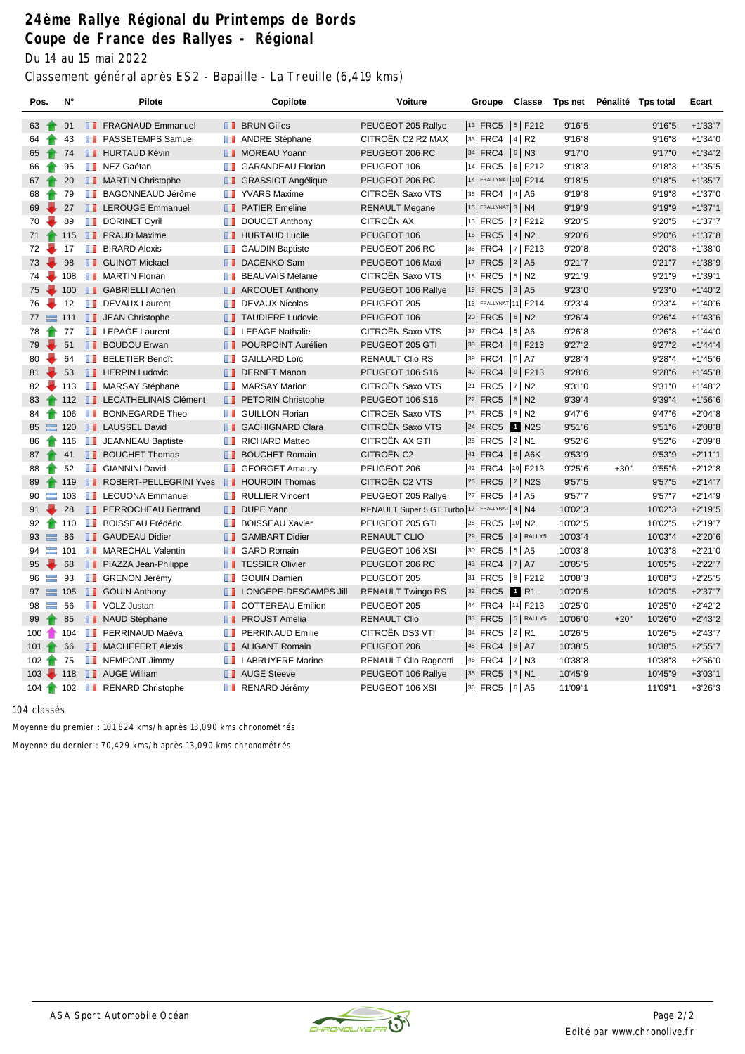# 24ème Rallye Régional du Printemps de Bords

## Coupe de France des Rallyes - Régional

Du 14 au 15 mai 2022

Classement général après ES2 - Bapaille - La Treuille (6,419 kms)

| Pos. | N° | Pilote | Copilote | Voiture | Groupe | Classe | Tps net | Pénalité | Tps total | Ecart |
|---|---|---|---|---|---|---|---|---|---|---|
| 63 | 91 | FRAGNAUD Emmanuel | BRUN Gilles | PEUGEOT 205 Rallye | 13 FRC5 | 5 F212 | 9'16"5 | | 9'16"5 | +1'33"7 |
| 64 | 43 | PASSETEMPS Samuel | ANDRE Stéphane | CITROËN C2 R2 MAX | 33 FRC4 | 4 R2 | 9'16"8 | | 9'16"8 | +1'34"0 |
| 65 | 74 | HURTAUD Kévin | MOREAU Yoann | PEUGEOT 206 RC | 34 FRC4 | 6 N3 | 9'17"0 | | 9'17"0 | +1'34"2 |
| 66 | 95 | NEZ Gaétan | GARANDEAU Florian | PEUGEOT 106 | 14 FRC5 | 6 F212 | 9'18"3 | | 9'18"3 | +1'35"5 |
| 67 | 20 | MARTIN Christophe | GRASSIOT Angélique | PEUGEOT 206 RC | 14 FRALLYNAT | 10 F214 | 9'18"5 | | 9'18"5 | +1'35"7 |
| 68 | 79 | BAGONNEAUD Jérôme | YVARS Maxime | CITROËN Saxo VTS | 35 FRC4 | 4 A6 | 9'19"8 | | 9'19"8 | +1'37"0 |
| 69 | 27 | LEROUGE Emmanuel | PATIER Emeline | RENAULT Megane | 15 FRALLYNAT | 3 N4 | 9'19"9 | | 9'19"9 | +1'37"1 |
| 70 | 89 | DORINET Cyril | DOUCET Anthony | CITROËN AX | 15 FRC5 | 7 F212 | 9'20"5 | | 9'20"5 | +1'37"7 |
| 71 | 115 | PRAUD Maxime | HURTAUD Lucile | PEUGEOT 106 | 16 FRC5 | 4 N2 | 9'20"6 | | 9'20"6 | +1'37"8 |
| 72 | 17 | BIRARD Alexis | GAUDIN Baptiste | PEUGEOT 206 RC | 36 FRC4 | 7 F213 | 9'20"8 | | 9'20"8 | +1'38"0 |
| 73 | 98 | GUINOT Mickael | DACENKO Sam | PEUGEOT 106 Maxi | 17 FRC5 | 2 A5 | 9'21"7 | | 9'21"7 | +1'38"9 |
| 74 | 108 | MARTIN Florian | BEAUVAIS Mélanie | CITROËN Saxo VTS | 18 FRC5 | 5 N2 | 9'21"9 | | 9'21"9 | +1'39"1 |
| 75 | 100 | GABRIELLI Adrien | ARCOUET Anthony | PEUGEOT 106 Rallye | 19 FRC5 | 3 A5 | 9'23"0 | | 9'23"0 | +1'40"2 |
| 76 | 12 | DEVAUX Laurent | DEVAUX Nicolas | PEUGEOT 205 | 16 FRALLYNAT | 11 F214 | 9'23"4 | | 9'23"4 | +1'40"6 |
| 77 | 111 | JEAN Christophe | TAUDIERE Ludovic | PEUGEOT 106 | 20 FRC5 | 6 N2 | 9'26"4 | | 9'26"4 | +1'43"6 |
| 78 | 77 | LEPAGE Laurent | LEPAGE Nathalie | CITROËN Saxo VTS | 37 FRC4 | 5 A6 | 9'26"8 | | 9'26"8 | +1'44"0 |
| 79 | 51 | BOUDOU Erwan | POURPOINT Aurélien | PEUGEOT 205 GTI | 38 FRC4 | 8 F213 | 9'27"2 | | 9'27"2 | +1'44"4 |
| 80 | 64 | BELETIER Benoît | GAILLARD Loïc | RENAULT Clio RS | 39 FRC4 | 6 A7 | 9'28"4 | | 9'28"4 | +1'45"6 |
| 81 | 53 | HERPIN Ludovic | DERNET Manon | PEUGEOT 106 S16 | 40 FRC4 | 9 F213 | 9'28"6 | | 9'28"6 | +1'45"8 |
| 82 | 113 | MARSAY Stéphane | MARSAY Marion | CITROËN Saxo VTS | 21 FRC5 | 7 N2 | 9'31"0 | | 9'31"0 | +1'48"2 |
| 83 | 112 | LECATHELINAIS Clément | PETORIN Christophe | PEUGEOT 106 S16 | 22 FRC5 | 8 N2 | 9'39"4 | | 9'39"4 | +1'56"6 |
| 84 | 106 | BONNEGARDE Theo | GUILLON Florian | CITROEN Saxo VTS | 23 FRC5 | 9 N2 | 9'47"6 | | 9'47"6 | +2'04"8 |
| 85 | 120 | LAUSSEL David | GACHIGNARD Clara | CITROËN Saxo VTS | 24 FRC5 | 1 N2S | 9'51"6 | | 9'51"6 | +2'08"8 |
| 86 | 116 | JEANNEAU Baptiste | RICHARD Matteo | CITROËN AX GTI | 25 FRC5 | 2 N1 | 9'52"6 | | 9'52"6 | +2'09"8 |
| 87 | 41 | BOUCHET Thomas | BOUCHET Romain | CITROËN C2 | 41 FRC4 | 6 A6K | 9'53"9 | | 9'53"9 | +2'11"1 |
| 88 | 52 | GIANNINI David | GEORGET Amaury | PEUGEOT 206 | 42 FRC4 | 10 F213 | 9'25"6 | +30" | 9'55"6 | +2'12"8 |
| 89 | 119 | ROBERT-PELLEGRINI Yves | HOURDIN Thomas | CITROËN C2 VTS | 26 FRC5 | 2 N2S | 9'57"5 | | 9'57"5 | +2'14"7 |
| 90 | 103 | LECUONA Emmanuel | RULLIER Vincent | PEUGEOT 205 Rallye | 27 FRC5 | 4 A5 | 9'57"7 | | 9'57"7 | +2'14"9 |
| 91 | 28 | PERROCHEAU Bertrand | DUPE Yann | RENAULT Super 5 GT Turbo | 17 FRALLYNAT | 4 N4 | 10'02"3 | | 10'02"3 | +2'19"5 |
| 92 | 110 | BOISSEAU Frédéric | BOISSEAU Xavier | PEUGEOT 205 GTI | 28 FRC5 | 10 N2 | 10'02"5 | | 10'02"5 | +2'19"7 |
| 93 | 86 | GAUDEAU Didier | GAMBART Didier | RENAULT CLIO | 29 FRC5 | 4 RALLY5 | 10'03"4 | | 10'03"4 | +2'20"6 |
| 94 | 101 | MARECHAL Valentin | GARD Romain | PEUGEOT 106 XSI | 30 FRC5 | 5 A5 | 10'03"8 | | 10'03"8 | +2'21"0 |
| 95 | 68 | PIAZZA Jean-Philippe | TESSIER Olivier | PEUGEOT 206 RC | 43 FRC4 | 7 A7 | 10'05"5 | | 10'05"5 | +2'22"7 |
| 96 | 93 | GRENON Jérémy | GOUIN Damien | PEUGEOT 205 | 31 FRC5 | 8 F212 | 10'08"3 | | 10'08"3 | +2'25"5 |
| 97 | 105 | GOUIN Anthony | LONGEPE-DESCAMPS Jill | RENAULT Twingo RS | 32 FRC5 | 1 R1 | 10'20"5 | | 10'20"5 | +2'37"7 |
| 98 | 56 | VOLZ Justan | COTTEREAU Emilien | PEUGEOT 205 | 44 FRC4 | 11 F213 | 10'25"0 | | 10'25"0 | +2'42"2 |
| 99 | 85 | NAUD Stéphane | PROUST Amelia | RENAULT Clio | 33 FRC5 | 5 RALLY5 | 10'06"0 | +20" | 10'26"0 | +2'43"2 |
| 100 | 104 | PERRINAUD Maëva | PERRINAUD Emilie | CITROËN DS3 VTI | 34 FRC5 | 2 R1 | 10'26"5 | | 10'26"5 | +2'43"7 |
| 101 | 66 | MACHEFERT Alexis | ALIGANT Romain | PEUGEOT 206 | 45 FRC4 | 8 A7 | 10'38"5 | | 10'38"5 | +2'55"7 |
| 102 | 75 | NEMPONT Jimmy | LABRUYERE Marine | RENAULT Clio Ragnotti | 46 FRC4 | 7 N3 | 10'38"8 | | 10'38"8 | +2'56"0 |
| 103 | 118 | AUGE William | AUGE Steeve | PEUGEOT 106 Rallye | 35 FRC5 | 3 N1 | 10'45"9 | | 10'45"9 | +3'03"1 |
| 104 | 102 | RENARD Christophe | RENARD Jérémy | PEUGEOT 106 XSI | 36 FRC5 | 6 A5 | 11'09"1 | | 11'09"1 | +3'26"3 |

104 classés

Moyenne du premier : 101,824 kms/h après 13,090 kms chronométrés

Moyenne du dernier : 70,429 kms/h après 13,090 kms chronométrés

ASA Sport Automobile Océan

Edité par www.chronolive.fr